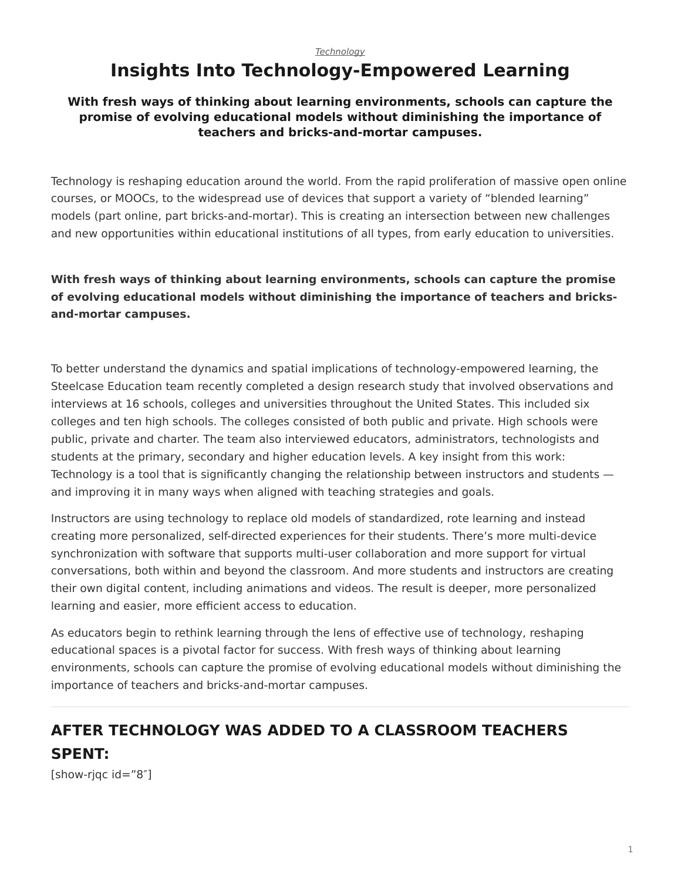*Technology*

# Insights Into Technology-Empowered Learning

**With fresh ways of thinking about learning environments, schools can capture the promise of evolving educational models without diminishing the importance of teachers and bricks-and-mortar campuses.**

Technology is reshaping education around the world. From the rapid proliferation of massive open online courses, or MOOCs, to the widespread use of devices that support a variety of "blended learning" models (part online, part bricks-and-mortar). This is creating an intersection between new challenges and new opportunities within educational institutions of all types, from early education to universities.

**With fresh ways of thinking about learning environments, schools can capture the promise of evolving educational models without diminishing the importance of teachers and bricks-and-mortar campuses.**

To better understand the dynamics and spatial implications of technology-empowered learning, the Steelcase Education team recently completed a design research study that involved observations and interviews at 16 schools, colleges and universities throughout the United States. This included six colleges and ten high schools. The colleges consisted of both public and private. High schools were public, private and charter. The team also interviewed educators, administrators, technologists and students at the primary, secondary and higher education levels. A key insight from this work: Technology is a tool that is significantly changing the relationship between instructors and students — and improving it in many ways when aligned with teaching strategies and goals.

Instructors are using technology to replace old models of standardized, rote learning and instead creating more personalized, self-directed experiences for their students. There's more multi-device synchronization with software that supports multi-user collaboration and more support for virtual conversations, both within and beyond the classroom. And more students and instructors are creating their own digital content, including animations and videos. The result is deeper, more personalized learning and easier, more efficient access to education.

As educators begin to rethink learning through the lens of effective use of technology, reshaping educational spaces is a pivotal factor for success. With fresh ways of thinking about learning environments, schools can capture the promise of evolving educational models without diminishing the importance of teachers and bricks-and-mortar campuses.

---

## AFTER TECHNOLOGY WAS ADDED TO A CLASSROOM TEACHERS SPENT:

[show-rjqc id="8″]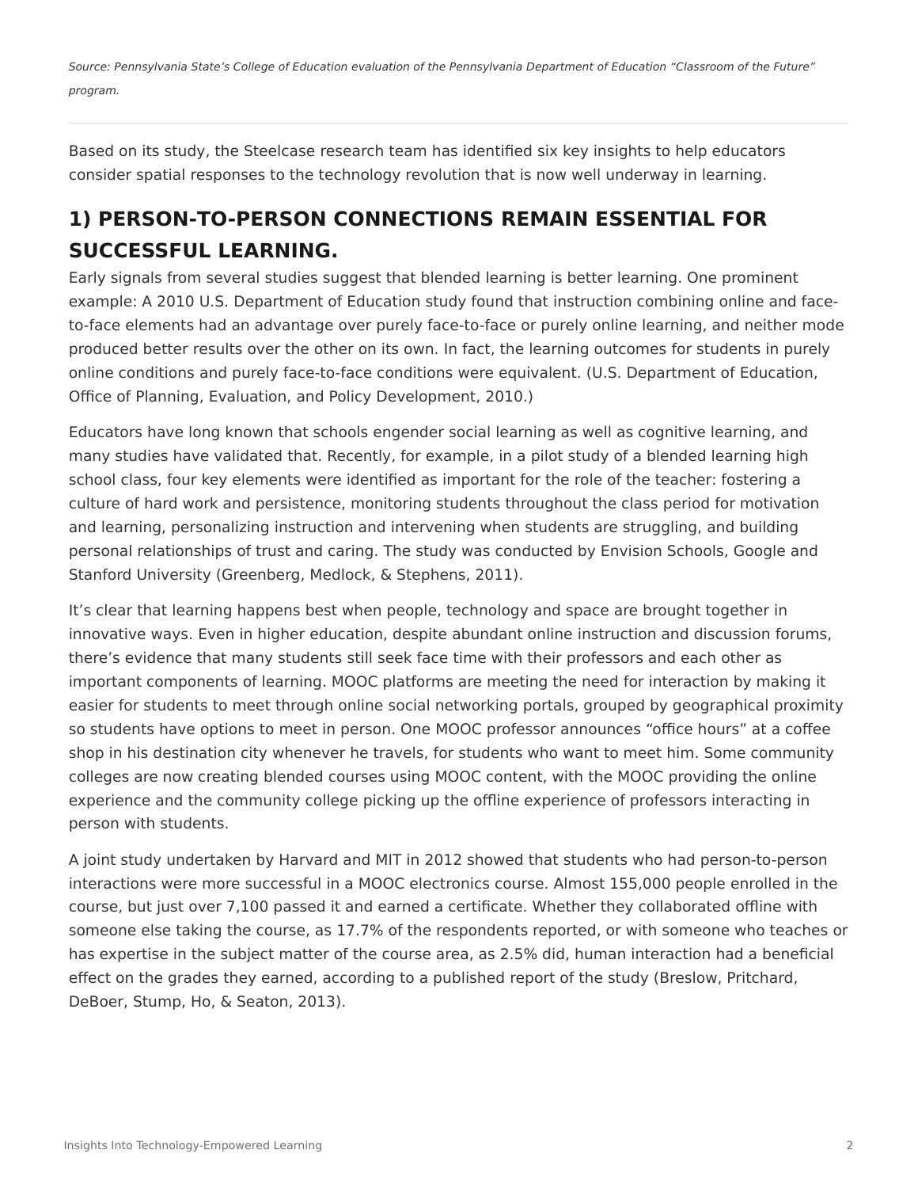*Source: Pennsylvania State's College of Education evaluation of the Pennsylvania Department of Education "Classroom of the Future" program.*

---

Based on its study, the Steelcase research team has identified six key insights to help educators consider spatial responses to the technology revolution that is now well underway in learning.

## 1) PERSON-TO-PERSON CONNECTIONS REMAIN ESSENTIAL FOR SUCCESSFUL LEARNING.

Early signals from several studies suggest that blended learning is better learning. One prominent example: A 2010 U.S. Department of Education study found that instruction combining online and face-to-face elements had an advantage over purely face-to-face or purely online learning, and neither mode produced better results over the other on its own. In fact, the learning outcomes for students in purely online conditions and purely face-to-face conditions were equivalent. (U.S. Department of Education, Office of Planning, Evaluation, and Policy Development, 2010.)

Educators have long known that schools engender social learning as well as cognitive learning, and many studies have validated that. Recently, for example, in a pilot study of a blended learning high school class, four key elements were identified as important for the role of the teacher: fostering a culture of hard work and persistence, monitoring students throughout the class period for motivation and learning, personalizing instruction and intervening when students are struggling, and building personal relationships of trust and caring. The study was conducted by Envision Schools, Google and Stanford University (Greenberg, Medlock, & Stephens, 2011).

It's clear that learning happens best when people, technology and space are brought together in innovative ways. Even in higher education, despite abundant online instruction and discussion forums, there's evidence that many students still seek face time with their professors and each other as important components of learning. MOOC platforms are meeting the need for interaction by making it easier for students to meet through online social networking portals, grouped by geographical proximity so students have options to meet in person. One MOOC professor announces "office hours" at a coffee shop in his destination city whenever he travels, for students who want to meet him. Some community colleges are now creating blended courses using MOOC content, with the MOOC providing the online experience and the community college picking up the offline experience of professors interacting in person with students.

A joint study undertaken by Harvard and MIT in 2012 showed that students who had person-to-person interactions were more successful in a MOOC electronics course. Almost 155,000 people enrolled in the course, but just over 7,100 passed it and earned a certificate. Whether they collaborated offline with someone else taking the course, as 17.7% of the respondents reported, or with someone who teaches or has expertise in the subject matter of the course area, as 2.5% did, human interaction had a beneficial effect on the grades they earned, according to a published report of the study (Breslow, Pritchard, DeBoer, Stump, Ho, & Seaton, 2013).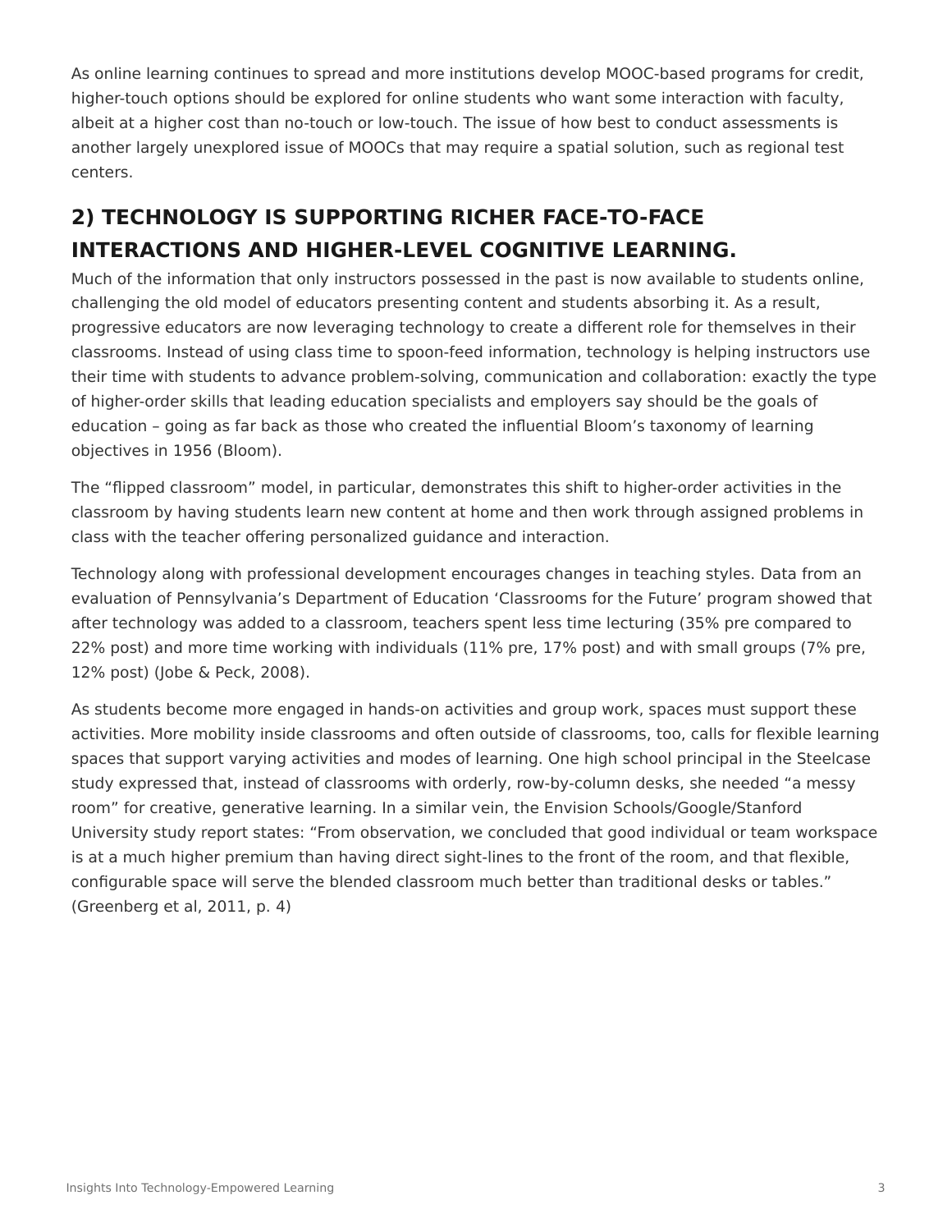As online learning continues to spread and more institutions develop MOOC-based programs for credit, higher-touch options should be explored for online students who want some interaction with faculty, albeit at a higher cost than no-touch or low-touch. The issue of how best to conduct assessments is another largely unexplored issue of MOOCs that may require a spatial solution, such as regional test centers.

## 2) TECHNOLOGY IS SUPPORTING RICHER FACE-TO-FACE INTERACTIONS AND HIGHER-LEVEL COGNITIVE LEARNING.

Much of the information that only instructors possessed in the past is now available to students online, challenging the old model of educators presenting content and students absorbing it. As a result, progressive educators are now leveraging technology to create a different role for themselves in their classrooms. Instead of using class time to spoon-feed information, technology is helping instructors use their time with students to advance problem-solving, communication and collaboration: exactly the type of higher-order skills that leading education specialists and employers say should be the goals of education – going as far back as those who created the influential Bloom's taxonomy of learning objectives in 1956 (Bloom).

The "flipped classroom" model, in particular, demonstrates this shift to higher-order activities in the classroom by having students learn new content at home and then work through assigned problems in class with the teacher offering personalized guidance and interaction.

Technology along with professional development encourages changes in teaching styles. Data from an evaluation of Pennsylvania's Department of Education 'Classrooms for the Future' program showed that after technology was added to a classroom, teachers spent less time lecturing (35% pre compared to 22% post) and more time working with individuals (11% pre, 17% post) and with small groups (7% pre, 12% post) (Jobe & Peck, 2008).

As students become more engaged in hands-on activities and group work, spaces must support these activities. More mobility inside classrooms and often outside of classrooms, too, calls for flexible learning spaces that support varying activities and modes of learning. One high school principal in the Steelcase study expressed that, instead of classrooms with orderly, row-by-column desks, she needed "a messy room" for creative, generative learning. In a similar vein, the Envision Schools/Google/Stanford University study report states: "From observation, we concluded that good individual or team workspace is at a much higher premium than having direct sight-lines to the front of the room, and that flexible, configurable space will serve the blended classroom much better than traditional desks or tables." (Greenberg et al, 2011, p. 4)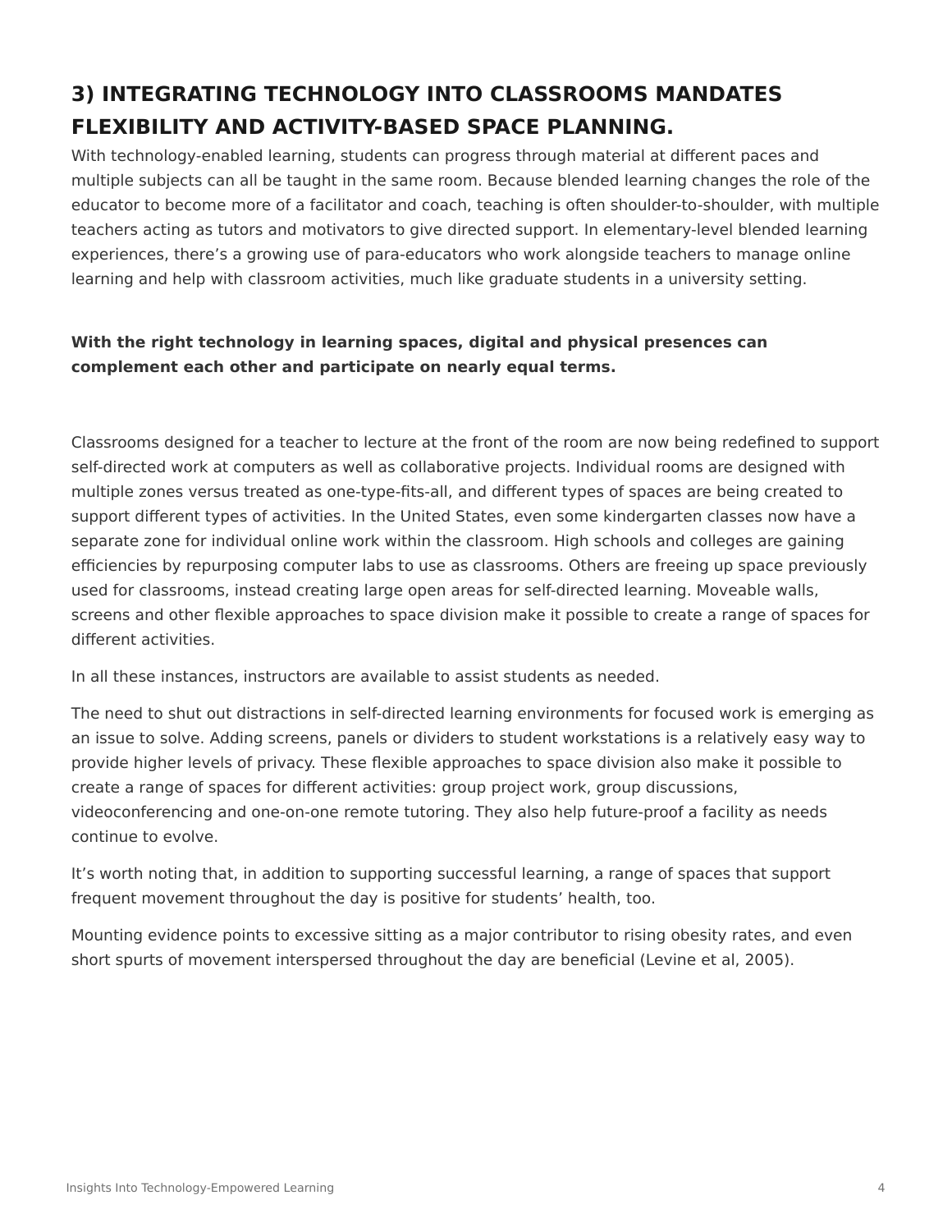## 3) INTEGRATING TECHNOLOGY INTO CLASSROOMS MANDATES FLEXIBILITY AND ACTIVITY-BASED SPACE PLANNING.

With technology-enabled learning, students can progress through material at different paces and multiple subjects can all be taught in the same room. Because blended learning changes the role of the educator to become more of a facilitator and coach, teaching is often shoulder-to-shoulder, with multiple teachers acting as tutors and motivators to give directed support. In elementary-level blended learning experiences, there's a growing use of para-educators who work alongside teachers to manage online learning and help with classroom activities, much like graduate students in a university setting.

**With the right technology in learning spaces, digital and physical presences can complement each other and participate on nearly equal terms.**

Classrooms designed for a teacher to lecture at the front of the room are now being redefined to support self-directed work at computers as well as collaborative projects. Individual rooms are designed with multiple zones versus treated as one-type-fits-all, and different types of spaces are being created to support different types of activities. In the United States, even some kindergarten classes now have a separate zone for individual online work within the classroom. High schools and colleges are gaining efficiencies by repurposing computer labs to use as classrooms. Others are freeing up space previously used for classrooms, instead creating large open areas for self-directed learning. Moveable walls, screens and other flexible approaches to space division make it possible to create a range of spaces for different activities.

In all these instances, instructors are available to assist students as needed.

The need to shut out distractions in self-directed learning environments for focused work is emerging as an issue to solve. Adding screens, panels or dividers to student workstations is a relatively easy way to provide higher levels of privacy. These flexible approaches to space division also make it possible to create a range of spaces for different activities: group project work, group discussions, videoconferencing and one-on-one remote tutoring. They also help future-proof a facility as needs continue to evolve.

It's worth noting that, in addition to supporting successful learning, a range of spaces that support frequent movement throughout the day is positive for students' health, too.

Mounting evidence points to excessive sitting as a major contributor to rising obesity rates, and even short spurts of movement interspersed throughout the day are beneficial (Levine et al, 2005).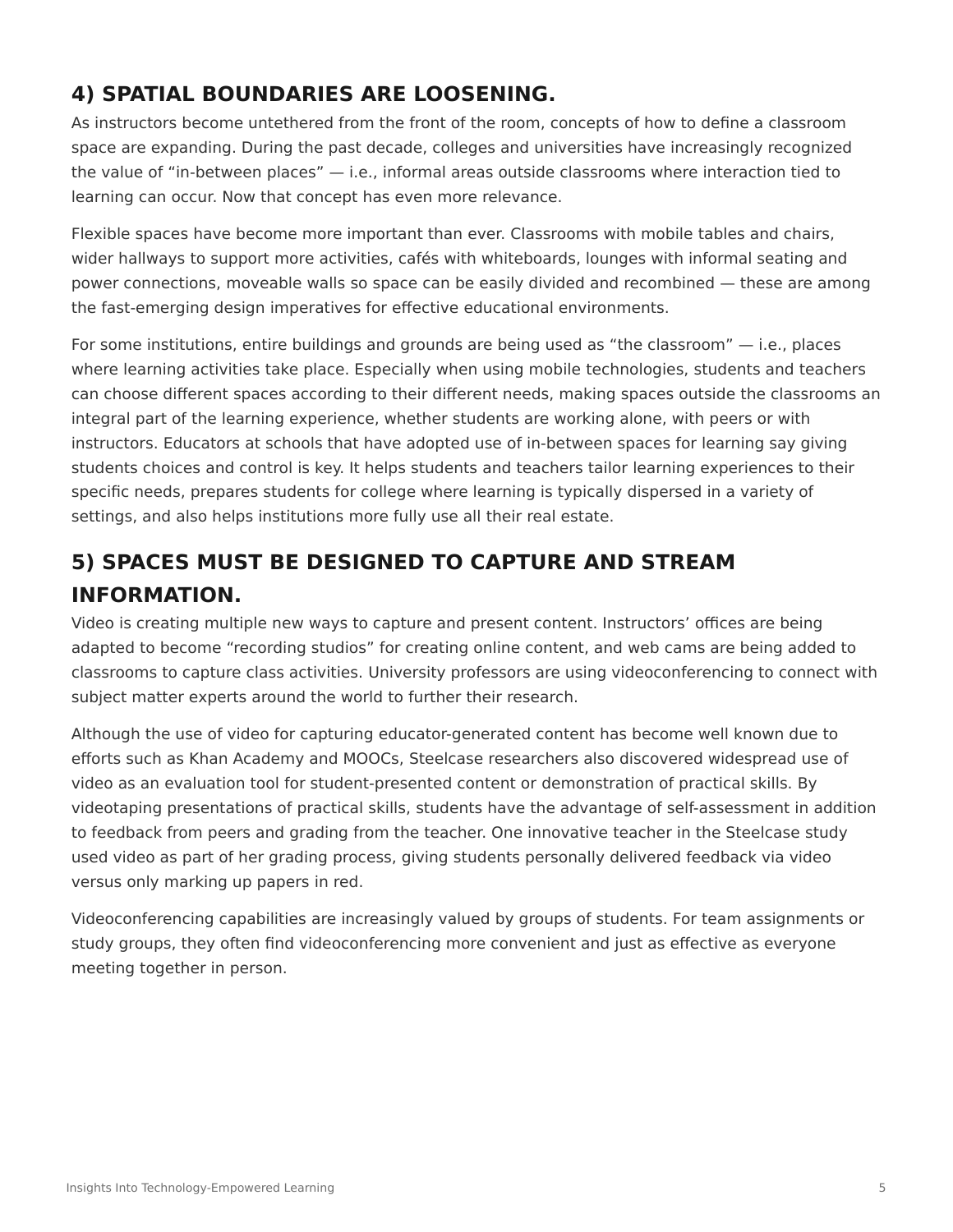## 4) SPATIAL BOUNDARIES ARE LOOSENING.

As instructors become untethered from the front of the room, concepts of how to define a classroom space are expanding. During the past decade, colleges and universities have increasingly recognized the value of “in-between places” — i.e., informal areas outside classrooms where interaction tied to learning can occur. Now that concept has even more relevance.

Flexible spaces have become more important than ever. Classrooms with mobile tables and chairs, wider hallways to support more activities, cafés with whiteboards, lounges with informal seating and power connections, moveable walls so space can be easily divided and recombined — these are among the fast-emerging design imperatives for effective educational environments.

For some institutions, entire buildings and grounds are being used as “the classroom” — i.e., places where learning activities take place. Especially when using mobile technologies, students and teachers can choose different spaces according to their different needs, making spaces outside the classrooms an integral part of the learning experience, whether students are working alone, with peers or with instructors. Educators at schools that have adopted use of in-between spaces for learning say giving students choices and control is key. It helps students and teachers tailor learning experiences to their specific needs, prepares students for college where learning is typically dispersed in a variety of settings, and also helps institutions more fully use all their real estate.

## 5) SPACES MUST BE DESIGNED TO CAPTURE AND STREAM INFORMATION.

Video is creating multiple new ways to capture and present content. Instructors’ offices are being adapted to become “recording studios” for creating online content, and web cams are being added to classrooms to capture class activities. University professors are using videoconferencing to connect with subject matter experts around the world to further their research.

Although the use of video for capturing educator-generated content has become well known due to efforts such as Khan Academy and MOOCs, Steelcase researchers also discovered widespread use of video as an evaluation tool for student-presented content or demonstration of practical skills. By videotaping presentations of practical skills, students have the advantage of self-assessment in addition to feedback from peers and grading from the teacher. One innovative teacher in the Steelcase study used video as part of her grading process, giving students personally delivered feedback via video versus only marking up papers in red.

Videoconferencing capabilities are increasingly valued by groups of students. For team assignments or study groups, they often find videoconferencing more convenient and just as effective as everyone meeting together in person.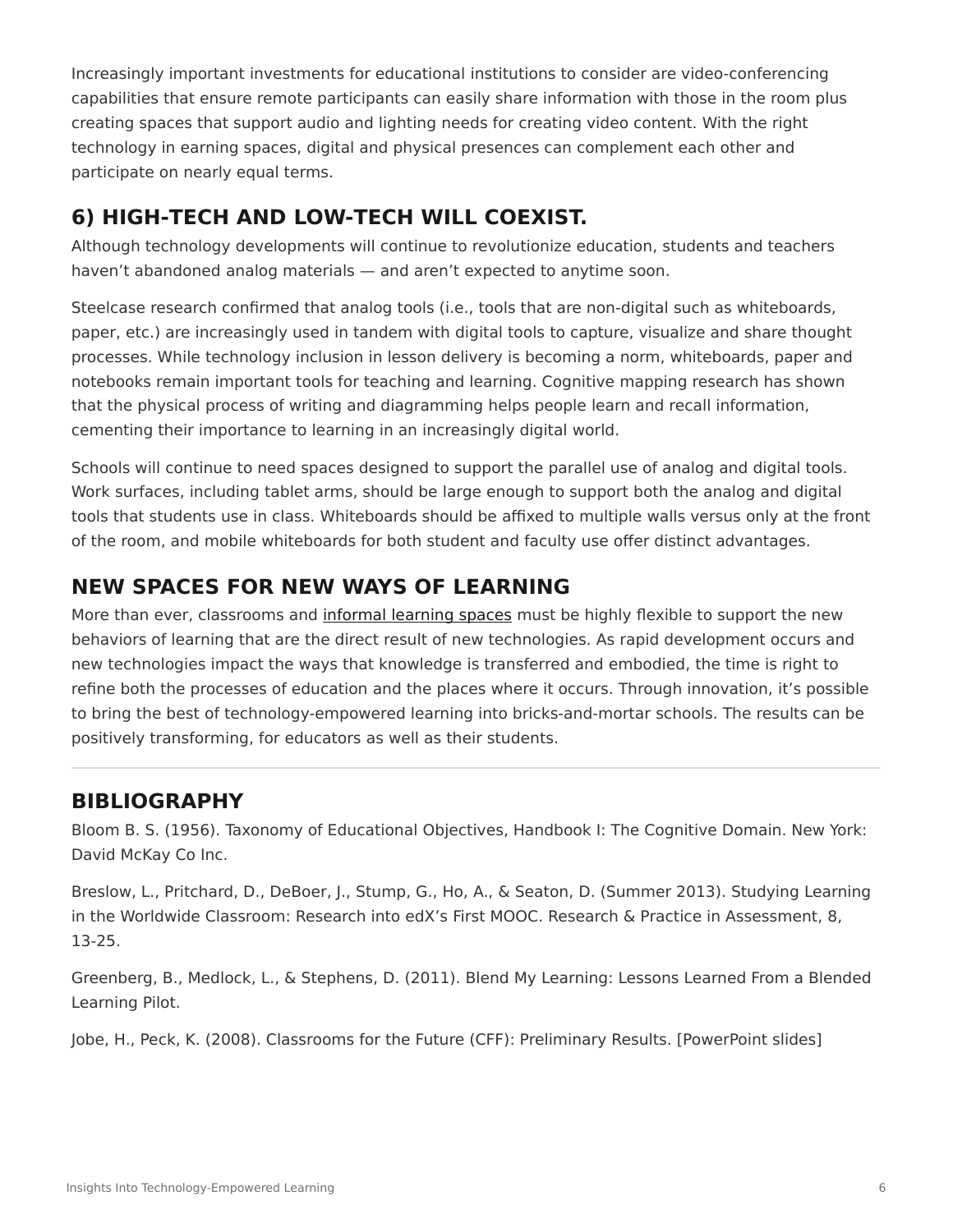Increasingly important investments for educational institutions to consider are video-conferencing capabilities that ensure remote participants can easily share information with those in the room plus creating spaces that support audio and lighting needs for creating video content. With the right technology in earning spaces, digital and physical presences can complement each other and participate on nearly equal terms.

## 6) HIGH-TECH AND LOW-TECH WILL COEXIST.

Although technology developments will continue to revolutionize education, students and teachers haven't abandoned analog materials — and aren't expected to anytime soon.

Steelcase research confirmed that analog tools (i.e., tools that are non-digital such as whiteboards, paper, etc.) are increasingly used in tandem with digital tools to capture, visualize and share thought processes. While technology inclusion in lesson delivery is becoming a norm, whiteboards, paper and notebooks remain important tools for teaching and learning. Cognitive mapping research has shown that the physical process of writing and diagramming helps people learn and recall information, cementing their importance to learning in an increasingly digital world.

Schools will continue to need spaces designed to support the parallel use of analog and digital tools. Work surfaces, including tablet arms, should be large enough to support both the analog and digital tools that students use in class. Whiteboards should be affixed to multiple walls versus only at the front of the room, and mobile whiteboards for both student and faculty use offer distinct advantages.

## NEW SPACES FOR NEW WAYS OF LEARNING

More than ever, classrooms and informal learning spaces must be highly flexible to support the new behaviors of learning that are the direct result of new technologies. As rapid development occurs and new technologies impact the ways that knowledge is transferred and embodied, the time is right to refine both the processes of education and the places where it occurs. Through innovation, it's possible to bring the best of technology-empowered learning into bricks-and-mortar schools. The results can be positively transforming, for educators as well as their students.

---

## BIBLIOGRAPHY

Bloom B. S. (1956). Taxonomy of Educational Objectives, Handbook I: The Cognitive Domain. New York: David McKay Co Inc.

Breslow, L., Pritchard, D., DeBoer, J., Stump, G., Ho, A., & Seaton, D. (Summer 2013). Studying Learning in the Worldwide Classroom: Research into edX's First MOOC. Research & Practice in Assessment, 8, 13-25.

Greenberg, B., Medlock, L., & Stephens, D. (2011). Blend My Learning: Lessons Learned From a Blended Learning Pilot.

Jobe, H., Peck, K. (2008). Classrooms for the Future (CFF): Preliminary Results. [PowerPoint slides]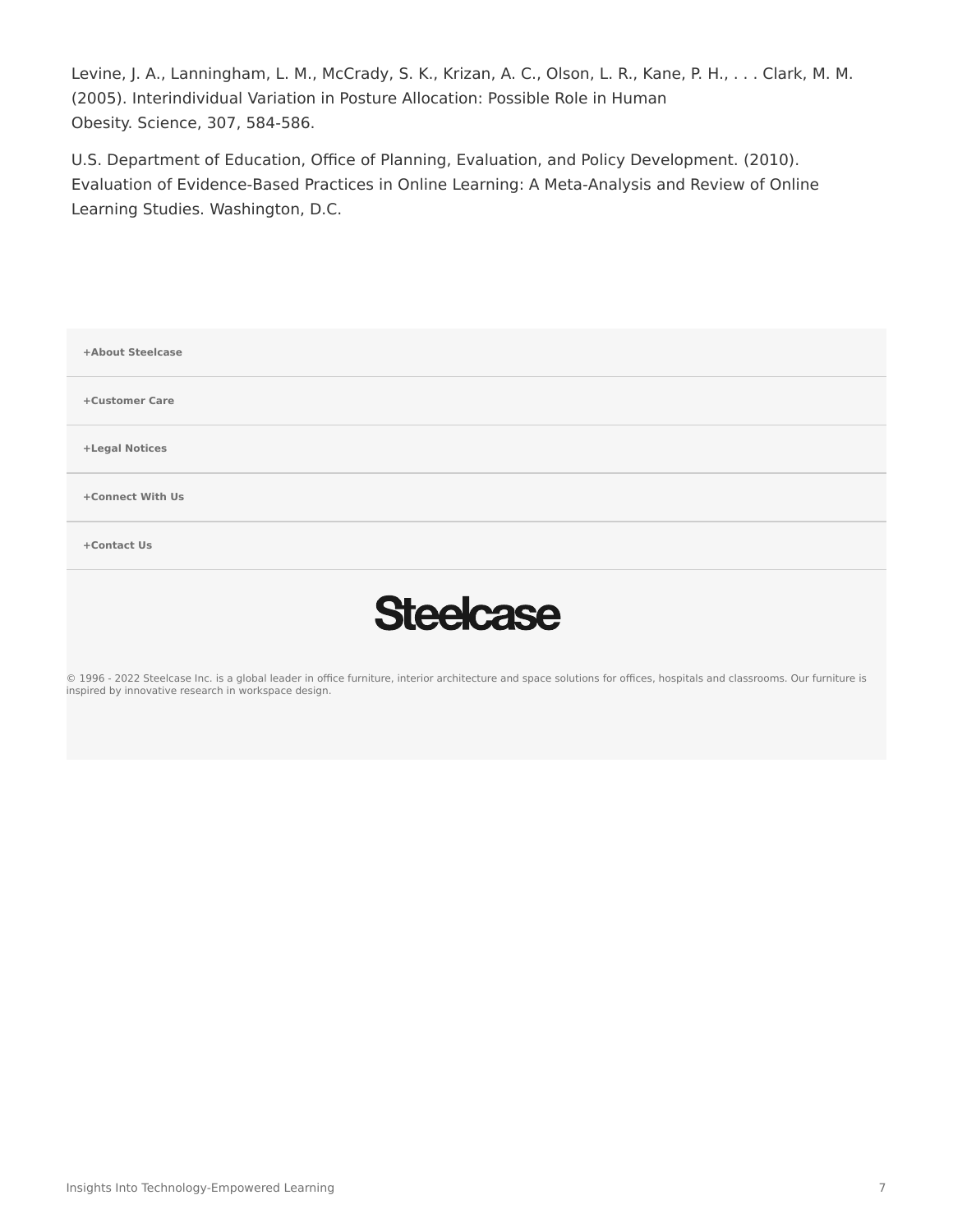Levine, J. A., Lanningham, L. M., McCrady, S. K., Krizan, A. C., Olson, L. R., Kane, P. H., . . . Clark, M. M. (2005). Interindividual Variation in Posture Allocation: Possible Role in Human Obesity. Science, 307, 584-586.

U.S. Department of Education, Office of Planning, Evaluation, and Policy Development. (2010). Evaluation of Evidence-Based Practices in Online Learning: A Meta-Analysis and Review of Online Learning Studies. Washington, D.C.

**+About Steelcase**

**+Customer Care**

**+Legal Notices**

**+Connect With Us**

**+Contact Us**

Steelcase

© 1996 - 2022 Steelcase Inc. is a global leader in office furniture, interior architecture and space solutions for offices, hospitals and classrooms. Our furniture is inspired by innovative research in workspace design.